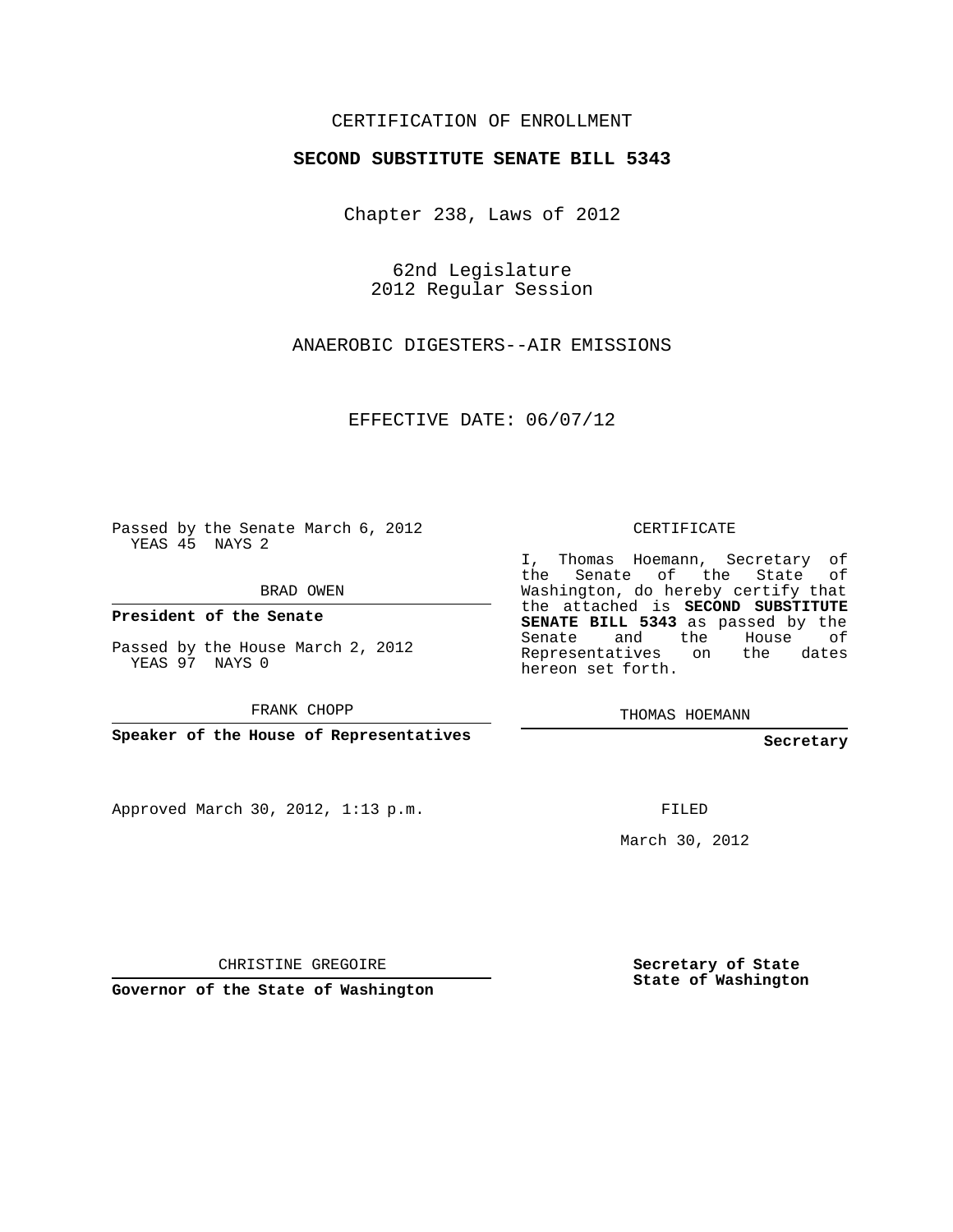CERTIFICATION OF ENROLLMENT

**SECOND SUBSTITUTE SENATE BILL 5343**

Chapter 238, Laws of 2012

62nd Legislature
2012 Regular Session

ANAEROBIC DIGESTERS--AIR EMISSIONS

EFFECTIVE DATE: 06/07/12

Passed by the Senate March 6, 2012
YEAS 45 NAYS 2

BRAD OWEN

**President of the Senate**

Passed by the House March 2, 2012
YEAS 97 NAYS 0

FRANK CHOPP

**Speaker of the House of Representatives**

Approved March 30, 2012, 1:13 p.m.

CHRISTINE GREGOIRE

**Governor of the State of Washington**

CERTIFICATE

I, Thomas Hoemann, Secretary of the Senate of the State of Washington, do hereby certify that the attached is **SECOND SUBSTITUTE SENATE BILL 5343** as passed by the Senate and the House of Representatives on the dates hereon set forth.

THOMAS HOEMANN

**Secretary**

FILED

March 30, 2012

**Secretary of State**
**State of Washington**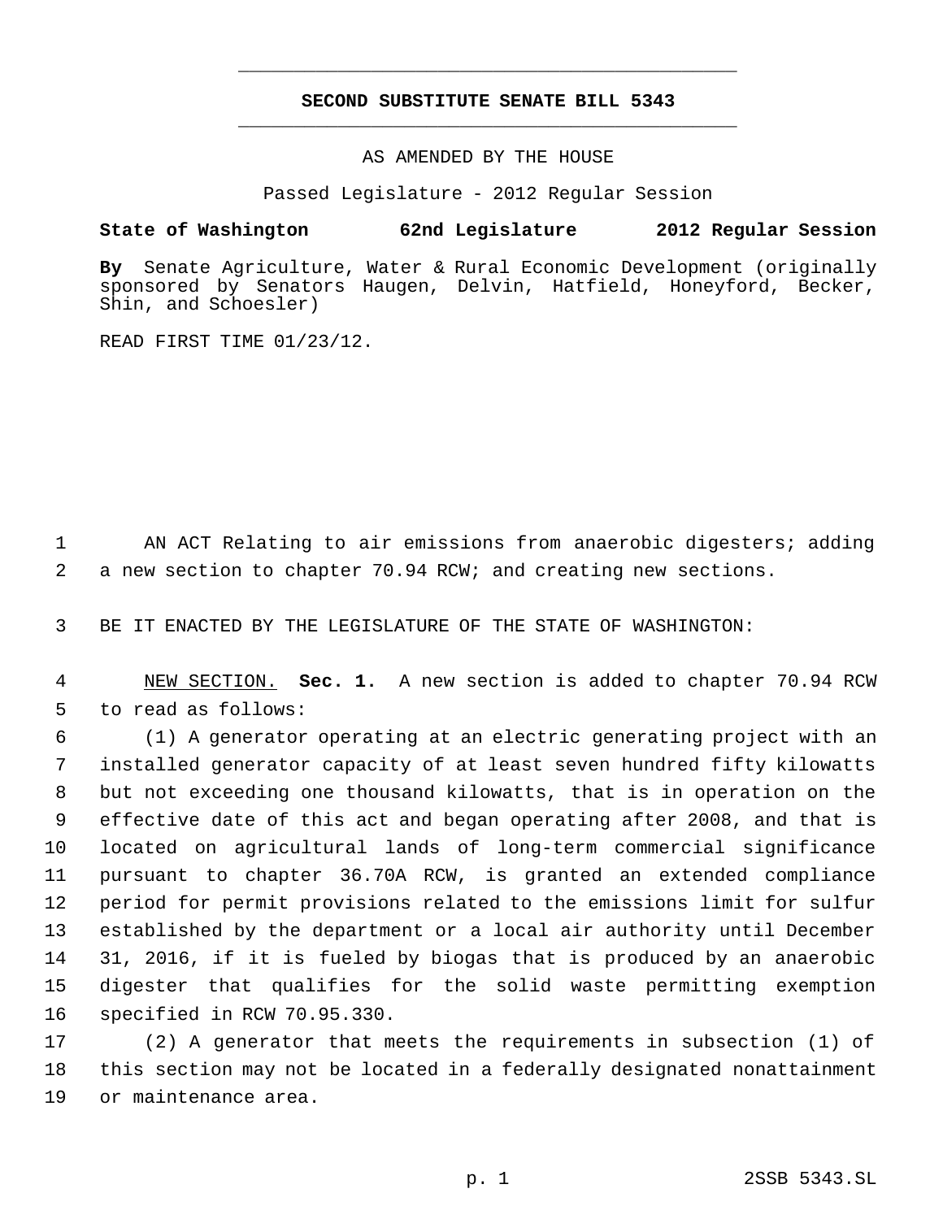# SECOND SUBSTITUTE SENATE BILL 5343

AS AMENDED BY THE HOUSE

Passed Legislature - 2012 Regular Session

**State of Washington 62nd Legislature 2012 Regular Session**

**By** Senate Agriculture, Water & Rural Economic Development (originally sponsored by Senators Haugen, Delvin, Hatfield, Honeyford, Becker, Shin, and Schoesler)

READ FIRST TIME 01/23/12.

AN ACT Relating to air emissions from anaerobic digesters; adding a new section to chapter 70.94 RCW; and creating new sections.

BE IT ENACTED BY THE LEGISLATURE OF THE STATE OF WASHINGTON:

NEW SECTION. **Sec. 1.** A new section is added to chapter 70.94 RCW to read as follows:

(1) A generator operating at an electric generating project with an installed generator capacity of at least seven hundred fifty kilowatts but not exceeding one thousand kilowatts, that is in operation on the effective date of this act and began operating after 2008, and that is located on agricultural lands of long-term commercial significance pursuant to chapter 36.70A RCW, is granted an extended compliance period for permit provisions related to the emissions limit for sulfur established by the department or a local air authority until December 31, 2016, if it is fueled by biogas that is produced by an anaerobic digester that qualifies for the solid waste permitting exemption specified in RCW 70.95.330.

(2) A generator that meets the requirements in subsection (1) of this section may not be located in a federally designated nonattainment or maintenance area.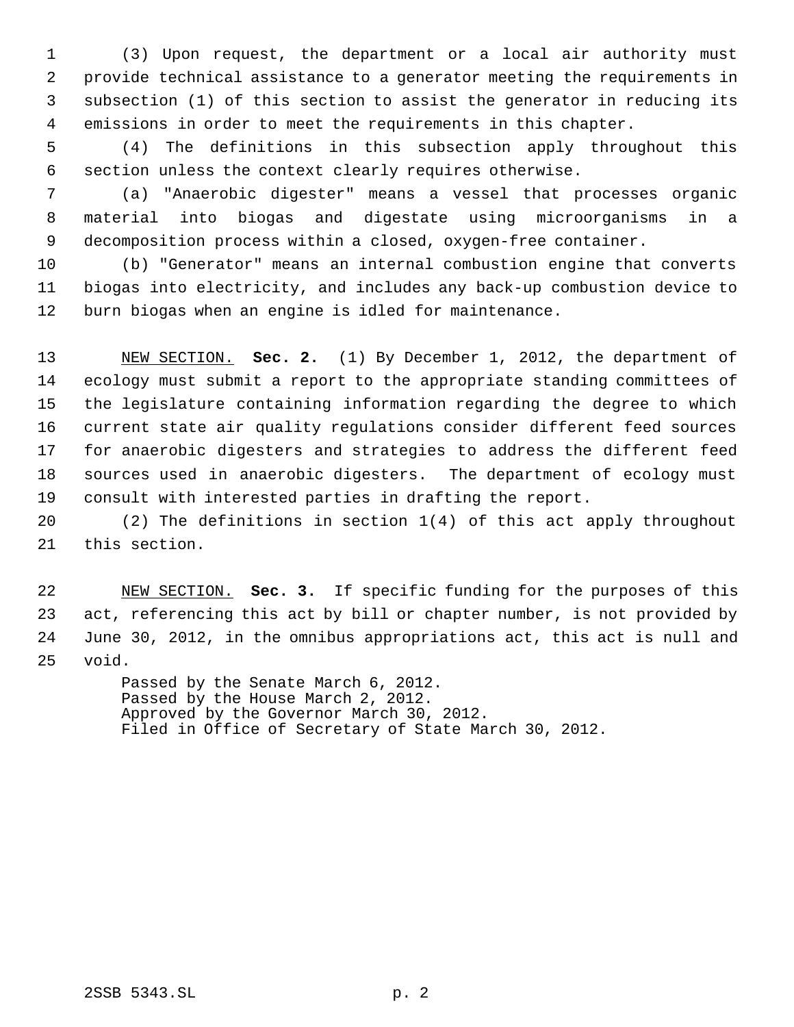(3) Upon request, the department or a local air authority must provide technical assistance to a generator meeting the requirements in subsection (1) of this section to assist the generator in reducing its emissions in order to meet the requirements in this chapter.

(4) The definitions in this subsection apply throughout this section unless the context clearly requires otherwise.

(a) "Anaerobic digester" means a vessel that processes organic material into biogas and digestate using microorganisms in a decomposition process within a closed, oxygen-free container.

(b) "Generator" means an internal combustion engine that converts biogas into electricity, and includes any back-up combustion device to burn biogas when an engine is idled for maintenance.

NEW SECTION. **Sec. 2.** (1) By December 1, 2012, the department of ecology must submit a report to the appropriate standing committees of the legislature containing information regarding the degree to which current state air quality regulations consider different feed sources for anaerobic digesters and strategies to address the different feed sources used in anaerobic digesters. The department of ecology must consult with interested parties in drafting the report.

(2) The definitions in section 1(4) of this act apply throughout this section.

NEW SECTION. **Sec. 3.** If specific funding for the purposes of this act, referencing this act by bill or chapter number, is not provided by June 30, 2012, in the omnibus appropriations act, this act is null and void.

Passed by the Senate March 6, 2012.
Passed by the House March 2, 2012.
Approved by the Governor March 30, 2012.
Filed in Office of Secretary of State March 30, 2012.